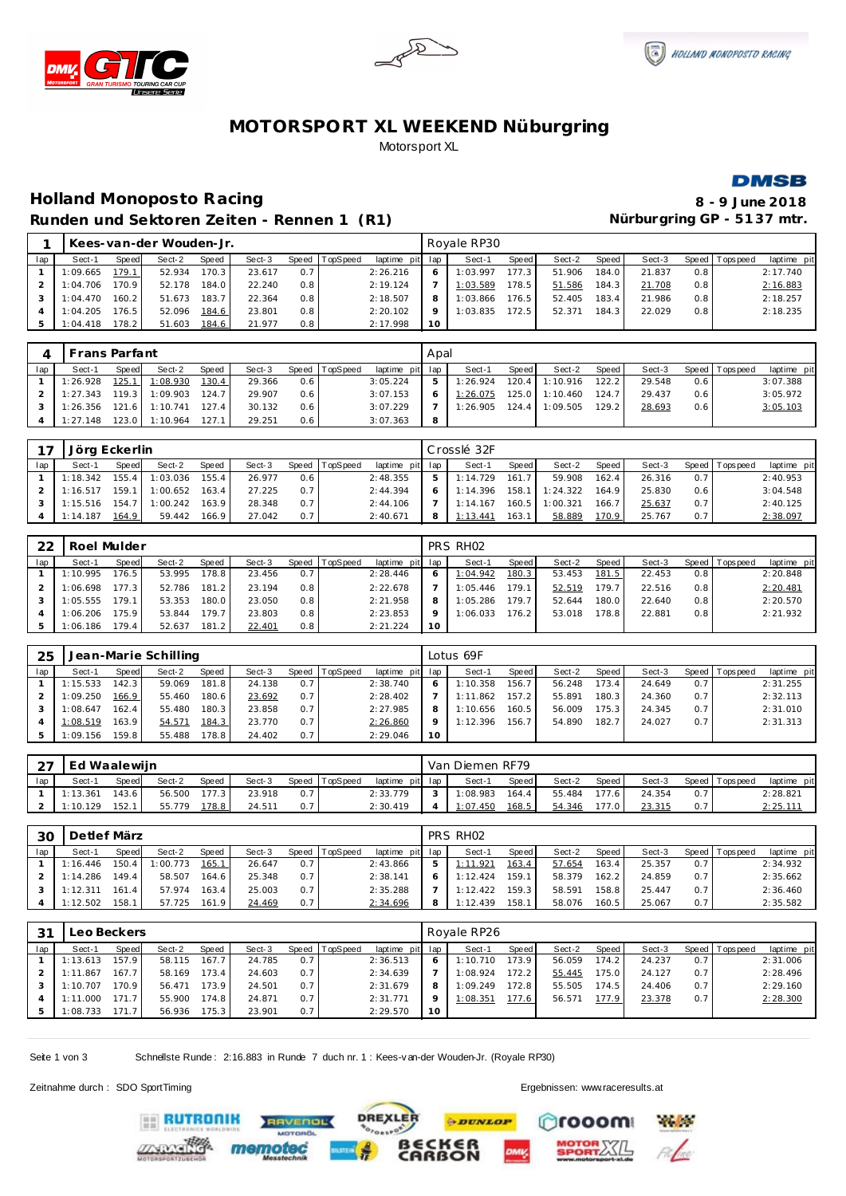# MOTORSPORT XL WEEKEND Nüburgring

Motorsport XL

## Holland Monoposto Racing

**8 - 9 June 2018**

### Runden und Sektoren Zeiten - Rennen 1 (R1)

**Nürburgring GP - 5137 mtr.**

| 1 | Kees-van-der Wouden-Jr. | | | | | | | | Royale RP30 | | | | | | | | |
|---|---|---|---|---|---|---|---|---|---|---|---|---|---|---|---|---|---|
| lap | Sect-1 | Speed | Sect-2 | Speed | Sect-3 | Speed | TopSpeed | laptime pit | lap | Sect-1 | Speed | Sect-2 | Speed | Sect-3 | Speed | Topspeed | laptime pit |
| 1 | 1:09.665 | 179.1 | 52.934 | 170.3 | 23.617 | 0.7 | | 2:26.216 | 6 | 1:03.997 | 177.3 | 51.906 | 184.0 | 21.837 | 0.8 | | 2:17.740 |
| 2 | 1:04.706 | 170.9 | 52.178 | 184.0 | 22.240 | 0.8 | | 2:19.124 | 7 | 1:03.589 | 178.5 | 51.586 | 184.3 | 21.708 | 0.8 | | 2:16.883 |
| 3 | 1:04.470 | 160.2 | 51.673 | 183.7 | 22.364 | 0.8 | | 2:18.507 | 8 | 1:03.866 | 176.5 | 52.405 | 183.4 | 21.986 | 0.8 | | 2:18.257 |
| 4 | 1:04.205 | 176.5 | 52.096 | 184.6 | 23.801 | 0.8 | | 2:20.102 | 9 | 1:03.835 | 172.5 | 52.371 | 184.3 | 22.029 | 0.8 | | 2:18.235 |
| 5 | 1:04.418 | 178.2 | 51.603 | 184.6 | 21.977 | 0.8 | | 2:17.998 | 10 | | | | | | | | |

| 4 | Frans Parfant | | | | | | | | Apal | | | | | | | | |
|---|---|---|---|---|---|---|---|---|---|---|---|---|---|---|---|---|---|
| lap | Sect-1 | Speed | Sect-2 | Speed | Sect-3 | Speed | TopSpeed | laptime pit | lap | Sect-1 | Speed | Sect-2 | Speed | Sect-3 | Speed | Topspeed | laptime pit |
| 1 | 1:26.928 | 125.1 | 1:08.930 | 130.4 | 29.366 | 0.6 | | 3:05.224 | 5 | 1:26.924 | 120.4 | 1:10.916 | 122.2 | 29.548 | 0.6 | | 3:07.388 |
| 2 | 1:27.343 | 119.3 | 1:09.903 | 124.7 | 29.907 | 0.6 | | 3:07.153 | 6 | 1:26.075 | 125.0 | 1:10.460 | 124.7 | 29.437 | 0.6 | | 3:05.972 |
| 3 | 1:26.356 | 121.6 | 1:10.741 | 127.4 | 30.132 | 0.6 | | 3:07.229 | 7 | 1:26.905 | 124.4 | 1:09.505 | 129.2 | 28.693 | 0.6 | | 3:05.103 |
| 4 | 1:27.148 | 123.0 | 1:10.964 | 127.1 | 29.251 | 0.6 | | 3:07.363 | 8 | | | | | | | | |

| 17 | Jörg Eckerlin | | | | | | | | Crosslé 32F | | | | | | | | |
|---|---|---|---|---|---|---|---|---|---|---|---|---|---|---|---|---|---|
| lap | Sect-1 | Speed | Sect-2 | Speed | Sect-3 | Speed | TopSpeed | laptime pit | lap | Sect-1 | Speed | Sect-2 | Speed | Sect-3 | Speed | Topspeed | laptime pit |
| 1 | 1:18.342 | 155.4 | 1:03.036 | 155.4 | 26.977 | 0.6 | | 2:48.355 | 5 | 1:14.729 | 161.7 | 59.908 | 162.4 | 26.316 | 0.7 | | 2:40.953 |
| 2 | 1:16.517 | 159.1 | 1:00.652 | 163.4 | 27.225 | 0.7 | | 2:44.394 | 6 | 1:14.396 | 158.1 | 1:24.322 | 164.9 | 25.830 | 0.6 | | 3:04.548 |
| 3 | 1:15.516 | 154.7 | 1:00.242 | 163.9 | 28.348 | 0.7 | | 2:44.106 | 7 | 1:14.167 | 160.5 | 1:00.321 | 166.7 | 25.637 | 0.7 | | 2:40.125 |
| 4 | 1:14.187 | 164.9 | 59.442 | 166.9 | 27.042 | 0.7 | | 2:40.671 | 8 | 1:13.441 | 163.1 | 58.889 | 170.9 | 25.767 | 0.7 | | 2:38.097 |

| 22 | Roel Mulder | | | | | | | | PRS RH02 | | | | | | | | |
|---|---|---|---|---|---|---|---|---|---|---|---|---|---|---|---|---|---|
| lap | Sect-1 | Speed | Sect-2 | Speed | Sect-3 | Speed | TopSpeed | laptime pit | lap | Sect-1 | Speed | Sect-2 | Speed | Sect-3 | Speed | Topspeed | laptime pit |
| 1 | 1:10.995 | 176.5 | 53.995 | 178.8 | 23.456 | 0.7 | | 2:28.446 | 6 | 1:04.942 | 180.3 | 53.453 | 181.5 | 22.453 | 0.8 | | 2:20.848 |
| 2 | 1:06.698 | 177.3 | 52.786 | 181.2 | 23.194 | 0.8 | | 2:22.678 | 7 | 1:05.446 | 179.1 | 52.519 | 179.7 | 22.516 | 0.8 | | 2:20.481 |
| 3 | 1:05.555 | 179.1 | 53.353 | 180.0 | 23.050 | 0.8 | | 2:21.958 | 8 | 1:05.286 | 179.7 | 52.644 | 180.0 | 22.640 | 0.8 | | 2:20.570 |
| 4 | 1:06.206 | 175.9 | 53.844 | 179.7 | 23.803 | 0.8 | | 2:23.853 | 9 | 1:06.033 | 176.2 | 53.018 | 178.8 | 22.881 | 0.8 | | 2:21.932 |
| 5 | 1:06.186 | 179.4 | 52.637 | 181.2 | 22.401 | 0.8 | | 2:21.224 | 10 | | | | | | | | |

| 25 | Jean-Marie Schilling | | | | | | | | Lotus 69F | | | | | | | | |
|---|---|---|---|---|---|---|---|---|---|---|---|---|---|---|---|---|---|
| lap | Sect-1 | Speed | Sect-2 | Speed | Sect-3 | Speed | TopSpeed | laptime pit | lap | Sect-1 | Speed | Sect-2 | Speed | Sect-3 | Speed | Topspeed | laptime pit |
| 1 | 1:15.533 | 142.3 | 59.069 | 181.8 | 24.138 | 0.7 | | 2:38.740 | 6 | 1:10.358 | 156.7 | 56.248 | 173.4 | 24.649 | 0.7 | | 2:31.255 |
| 2 | 1:09.250 | 166.9 | 55.460 | 180.6 | 23.692 | 0.7 | | 2:28.402 | 7 | 1:11.862 | 157.2 | 55.891 | 180.3 | 24.360 | 0.7 | | 2:32.113 |
| 3 | 1:08.647 | 162.4 | 55.480 | 180.3 | 23.858 | 0.7 | | 2:27.985 | 8 | 1:10.656 | 160.5 | 56.009 | 175.3 | 24.345 | 0.7 | | 2:31.010 |
| 4 | 1:08.519 | 163.9 | 54.571 | 184.3 | 23.770 | 0.7 | | 2:26.860 | 9 | 1:12.396 | 156.7 | 54.890 | 182.7 | 24.027 | 0.7 | | 2:31.313 |
| 5 | 1:09.156 | 159.8 | 55.488 | 178.8 | 24.402 | 0.7 | | 2:29.046 | 10 | | | | | | | | |

| 27 | Ed Waalewijn | | | | | | | | Van Diemen RF79 | | | | | | | | |
|---|---|---|---|---|---|---|---|---|---|---|---|---|---|---|---|---|---|
| lap | Sect-1 | Speed | Sect-2 | Speed | Sect-3 | Speed | TopSpeed | laptime pit | lap | Sect-1 | Speed | Sect-2 | Speed | Sect-3 | Speed | Topspeed | laptime pit |
| 1 | 1:13.361 | 143.6 | 56.500 | 177.3 | 23.918 | 0.7 | | 2:33.779 | 3 | 1:08.983 | 164.4 | 55.484 | 177.6 | 24.354 | 0.7 | | 2:28.821 |
| 2 | 1:10.129 | 152.1 | 55.779 | 178.8 | 24.511 | 0.7 | | 2:30.419 | 4 | 1:07.450 | 168.5 | 54.346 | 177.0 | 23.315 | 0.7 | | 2:25.111 |

| 30 | Detlef März | | | | | | | | PRS RH02 | | | | | | | | |
|---|---|---|---|---|---|---|---|---|---|---|---|---|---|---|---|---|---|
| lap | Sect-1 | Speed | Sect-2 | Speed | Sect-3 | Speed | TopSpeed | laptime pit | lap | Sect-1 | Speed | Sect-2 | Speed | Sect-3 | Speed | Topspeed | laptime pit |
| 1 | 1:16.446 | 150.4 | 1:00.773 | 165.1 | 26.647 | 0.7 | | 2:43.866 | 5 | 1:11.921 | 163.4 | 57.654 | 163.4 | 25.357 | 0.7 | | 2:34.932 |
| 2 | 1:14.286 | 149.4 | 58.507 | 164.6 | 25.348 | 0.7 | | 2:38.141 | 6 | 1:12.424 | 159.1 | 58.379 | 162.2 | 24.859 | 0.7 | | 2:35.662 |
| 3 | 1:12.311 | 161.4 | 57.974 | 163.4 | 25.003 | 0.7 | | 2:35.288 | 7 | 1:12.422 | 159.3 | 58.591 | 158.8 | 25.447 | 0.7 | | 2:36.460 |
| 4 | 1:12.502 | 158.1 | 57.725 | 161.9 | 24.469 | 0.7 | | 2:34.696 | 8 | 1:12.439 | 158.1 | 58.076 | 160.5 | 25.067 | 0.7 | | 2:35.582 |

| 31 | Leo Beckers | | | | | | | | Royale RP26 | | | | | | | | |
|---|---|---|---|---|---|---|---|---|---|---|---|---|---|---|---|---|---|
| lap | Sect-1 | Speed | Sect-2 | Speed | Sect-3 | Speed | TopSpeed | laptime pit | lap | Sect-1 | Speed | Sect-2 | Speed | Sect-3 | Speed | Topspeed | laptime pit |
| 1 | 1:13.613 | 157.9 | 58.115 | 167.7 | 24.785 | 0.7 | | 2:36.513 | 6 | 1:10.710 | 173.9 | 56.059 | 174.2 | 24.237 | 0.7 | | 2:31.006 |
| 2 | 1:11.867 | 167.7 | 58.169 | 173.4 | 24.603 | 0.7 | | 2:34.639 | 7 | 1:08.924 | 172.2 | 55.445 | 175.0 | 24.127 | 0.7 | | 2:28.496 |
| 3 | 1:10.707 | 170.9 | 56.471 | 173.9 | 24.501 | 0.7 | | 2:31.679 | 8 | 1:09.249 | 172.8 | 55.505 | 174.5 | 24.406 | 0.7 | | 2:29.160 |
| 4 | 1:11.000 | 171.7 | 55.900 | 174.8 | 24.871 | 0.7 | | 2:31.771 | 9 | 1:08.351 | 177.6 | 56.571 | 177.9 | 23.378 | 0.7 | | 2:28.300 |
| 5 | 1:08.733 | 171.7 | 56.936 | 175.3 | 23.901 | 0.7 | | 2:29.570 | 10 | | | | | | | | |

Schnellste Runde: 2:16.883 in Runde 7 duch nr. 1 : Kees-van-der Wouden-Jr. (Royale RP30)

Zeitnahme durch : SDO SportTiming

Ergebnissen: www.raceresults.at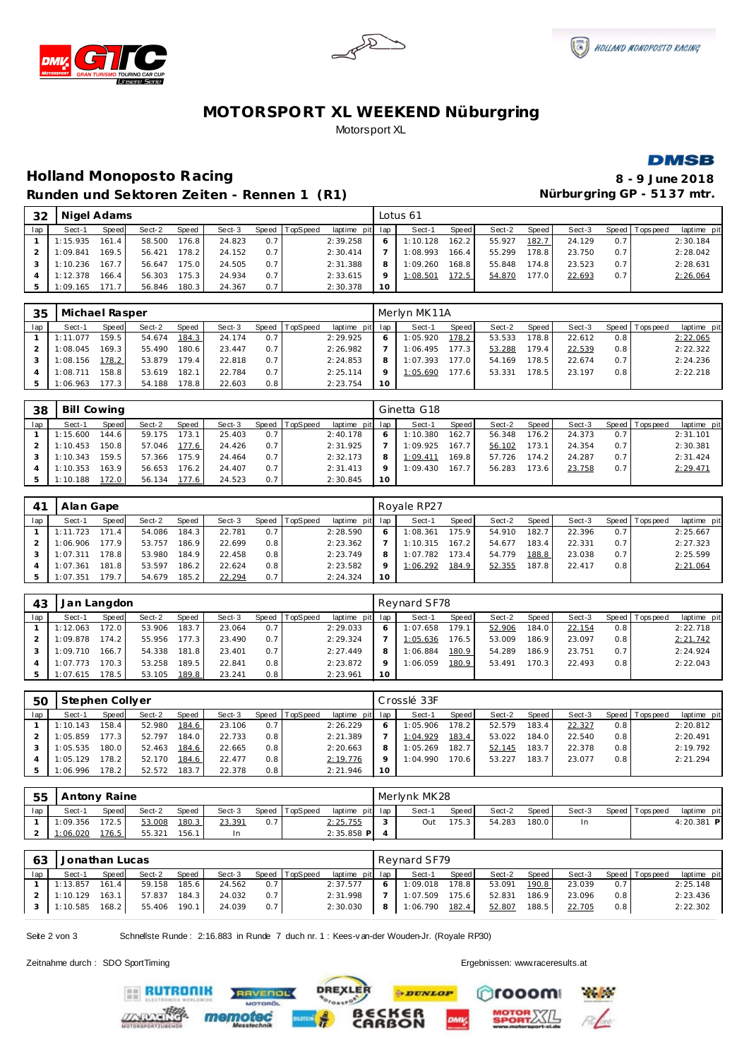# MOTORSPORT XL WEEKEND Nüburgring

Motorsport XL

## Holland Monoposto Racing

**Runden und Sektoren Zeiten - Rennen 1 (R1)**

**8 - 9 June 2018**

**Nürburgring GP - 5137 mtr.**

| 32 | Nigel Adams | | | | | | | | Lotus 61 | | | | | | | | |
|---|---|---|---|---|---|---|---|---|---|---|---|---|---|---|---|---|---|
| lap | Sect-1 | Speed | Sect-2 | Speed | Sect-3 | Speed | TopSpeed | laptime pit | lap | Sect-1 | Speed | Sect-2 | Speed | Sect-3 | Speed | Topspeed | laptime pit |
| 1 | 1:15.935 | 161.4 | 58.500 | 176.8 | 24.823 | 0.7 | | 2:39.258 | 6 | 1:10.128 | 162.2 | 55.927 | 182.7 | 24.129 | 0.7 | | 2:30.184 |
| 2 | 1:09.841 | 169.5 | 56.421 | 178.2 | 24.152 | 0.7 | | 2:30.414 | 7 | 1:08.993 | 166.4 | 55.299 | 178.8 | 23.750 | 0.7 | | 2:28.042 |
| 3 | 1:10.236 | 167.7 | 56.647 | 175.0 | 24.505 | 0.7 | | 2:31.388 | 8 | 1:09.260 | 168.8 | 55.848 | 174.8 | 23.523 | 0.7 | | 2:28.631 |
| 4 | 1:12.378 | 166.4 | 56.303 | 175.3 | 24.934 | 0.7 | | 2:33.615 | 9 | 1:08.501 | 172.5 | 54.870 | 177.0 | 22.693 | 0.7 | | 2:26.064 |
| 5 | 1:09.165 | 171.7 | 56.846 | 180.3 | 24.367 | 0.7 | | 2:30.378 | 10 | | | | | | | | |

| 35 | Michael Rasper | | | | | | | | Merlyn MK11A | | | | | | | | |
|---|---|---|---|---|---|---|---|---|---|---|---|---|---|---|---|---|---|
| lap | Sect-1 | Speed | Sect-2 | Speed | Sect-3 | Speed | TopSpeed | laptime pit | lap | Sect-1 | Speed | Sect-2 | Speed | Sect-3 | Speed | Topspeed | laptime pit |
| 1 | 1:11.077 | 159.5 | 54.674 | 184.3 | 24.174 | 0.7 | | 2:29.925 | 6 | 1:05.920 | 178.2 | 53.533 | 178.8 | 22.612 | 0.8 | | 2:22.065 |
| 2 | 1:08.045 | 169.3 | 55.490 | 180.6 | 23.447 | 0.7 | | 2:26.982 | 7 | 1:06.495 | 177.3 | 53.288 | 179.4 | 22.539 | 0.8 | | 2:22.322 |
| 3 | 1:08.156 | 178.2 | 53.879 | 179.4 | 22.818 | 0.7 | | 2:24.853 | 8 | 1:07.393 | 177.0 | 54.169 | 178.5 | 22.674 | 0.7 | | 2:24.236 |
| 4 | 1:08.711 | 158.8 | 53.619 | 182.1 | 22.784 | 0.7 | | 2:25.114 | 9 | 1:05.690 | 177.6 | 53.331 | 178.5 | 23.197 | 0.8 | | 2:22.218 |
| 5 | 1:06.963 | 177.3 | 54.188 | 178.8 | 22.603 | 0.8 | | 2:23.754 | 10 | | | | | | | | |

| 38 | Bill Cowing | | | | | | | | Ginetta G18 | | | | | | | | |
|---|---|---|---|---|---|---|---|---|---|---|---|---|---|---|---|---|---|
| lap | Sect-1 | Speed | Sect-2 | Speed | Sect-3 | Speed | TopSpeed | laptime pit | lap | Sect-1 | Speed | Sect-2 | Speed | Sect-3 | Speed | Topspeed | laptime pit |
| 1 | 1:15.600 | 144.6 | 59.175 | 173.1 | 25.403 | 0.7 | | 2:40.178 | 6 | 1:10.380 | 162.7 | 56.348 | 176.2 | 24.373 | 0.7 | | 2:31.101 |
| 2 | 1:10.453 | 150.8 | 57.046 | 177.6 | 24.426 | 0.7 | | 2:31.925 | 7 | 1:09.925 | 167.7 | 56.102 | 173.1 | 24.354 | 0.7 | | 2:30.381 |
| 3 | 1:10.343 | 159.5 | 57.366 | 175.9 | 24.464 | 0.7 | | 2:32.173 | 8 | 1:09.411 | 169.8 | 57.726 | 174.2 | 24.287 | 0.7 | | 2:31.424 |
| 4 | 1:10.353 | 163.9 | 56.653 | 176.2 | 24.407 | 0.7 | | 2:31.413 | 9 | 1:09.430 | 167.7 | 56.283 | 173.6 | 23.758 | 0.7 | | 2:29.471 |
| 5 | 1:10.188 | 172.0 | 56.134 | 177.6 | 24.523 | 0.7 | | 2:30.845 | 10 | | | | | | | | |

| 41 | Alan Gape | | | | | | | | Royale RP27 | | | | | | | | |
|---|---|---|---|---|---|---|---|---|---|---|---|---|---|---|---|---|---|
| lap | Sect-1 | Speed | Sect-2 | Speed | Sect-3 | Speed | TopSpeed | laptime pit | lap | Sect-1 | Speed | Sect-2 | Speed | Sect-3 | Speed | Topspeed | laptime pit |
| 1 | 1:11.723 | 171.4 | 54.086 | 184.3 | 22.781 | 0.7 | | 2:28.590 | 6 | 1:08.361 | 175.9 | 54.910 | 182.7 | 22.396 | 0.7 | | 2:25.667 |
| 2 | 1:06.906 | 177.9 | 53.757 | 186.9 | 22.699 | 0.8 | | 2:23.362 | 7 | 1:10.315 | 167.2 | 54.677 | 183.4 | 22.331 | 0.7 | | 2:27.323 |
| 3 | 1:07.311 | 178.8 | 53.980 | 184.9 | 22.458 | 0.8 | | 2:23.749 | 8 | 1:07.782 | 173.4 | 54.779 | 188.8 | 23.038 | 0.7 | | 2:25.599 |
| 4 | 1:07.361 | 181.8 | 53.597 | 186.2 | 22.624 | 0.8 | | 2:23.582 | 9 | 1:06.292 | 184.9 | 52.355 | 187.8 | 22.417 | 0.8 | | 2:21.064 |
| 5 | 1:07.351 | 179.7 | 54.679 | 185.2 | 22.294 | 0.7 | | 2:24.324 | 10 | | | | | | | | |

| 43 | Jan Langdon | | | | | | | | Reynard SF78 | | | | | | | | |
|---|---|---|---|---|---|---|---|---|---|---|---|---|---|---|---|---|---|
| lap | Sect-1 | Speed | Sect-2 | Speed | Sect-3 | Speed | TopSpeed | laptime pit | lap | Sect-1 | Speed | Sect-2 | Speed | Sect-3 | Speed | Topspeed | laptime pit |
| 1 | 1:12.063 | 172.0 | 53.906 | 183.7 | 23.064 | 0.7 | | 2:29.033 | 6 | 1:07.658 | 179.1 | 52.906 | 184.0 | 22.154 | 0.8 | | 2:22.718 |
| 2 | 1:09.878 | 174.2 | 55.956 | 177.3 | 23.490 | 0.7 | | 2:29.324 | 7 | 1:05.636 | 176.5 | 53.009 | 186.9 | 23.097 | 0.8 | | 2:21.742 |
| 3 | 1:09.710 | 166.7 | 54.338 | 181.8 | 23.401 | 0.7 | | 2:27.449 | 8 | 1:06.884 | 180.9 | 54.289 | 186.9 | 23.751 | 0.7 | | 2:24.924 |
| 4 | 1:07.773 | 170.3 | 53.258 | 189.5 | 22.841 | 0.8 | | 2:23.872 | 9 | 1:06.059 | 180.9 | 53.491 | 170.3 | 22.493 | 0.8 | | 2:22.043 |
| 5 | 1:07.615 | 178.5 | 53.105 | 189.8 | 23.241 | 0.8 | | 2:23.961 | 10 | | | | | | | | |

| 50 | Stephen Collyer | | | | | | | | Crosslé 33F | | | | | | | | |
|---|---|---|---|---|---|---|---|---|---|---|---|---|---|---|---|---|---|
| lap | Sect-1 | Speed | Sect-2 | Speed | Sect-3 | Speed | TopSpeed | laptime pit | lap | Sect-1 | Speed | Sect-2 | Speed | Sect-3 | Speed | Topspeed | laptime pit |
| 1 | 1:10.143 | 158.4 | 52.980 | 184.6 | 23.106 | 0.7 | | 2:26.229 | 6 | 1:05.906 | 178.2 | 52.579 | 183.4 | 22.327 | 0.8 | | 2:20.812 |
| 2 | 1:05.859 | 177.3 | 52.797 | 184.0 | 22.733 | 0.8 | | 2:21.389 | 7 | 1:04.929 | 183.4 | 53.022 | 184.0 | 22.540 | 0.8 | | 2:20.491 |
| 3 | 1:05.535 | 180.0 | 52.463 | 184.6 | 22.665 | 0.8 | | 2:20.663 | 8 | 1:05.269 | 182.7 | 52.145 | 183.7 | 22.378 | 0.8 | | 2:19.792 |
| 4 | 1:05.129 | 178.2 | 52.170 | 184.6 | 22.477 | 0.8 | | 2:19.776 | 9 | 1:04.990 | 170.6 | 53.227 | 183.7 | 23.077 | 0.8 | | 2:21.294 |
| 5 | 1:06.996 | 178.2 | 52.572 | 183.7 | 22.378 | 0.8 | | 2:21.946 | 10 | | | | | | | | |

| 55 | Antony Raine | | | | | | | | Merlynk MK28 | | | | | | | | |
|---|---|---|---|---|---|---|---|---|---|---|---|---|---|---|---|---|---|
| lap | Sect-1 | Speed | Sect-2 | Speed | Sect-3 | Speed | TopSpeed | laptime pit | lap | Sect-1 | Speed | Sect-2 | Speed | Sect-3 | Speed | Topspeed | laptime pit |
| 1 | 1:09.356 | 172.5 | 53.008 | 180.3 | 23.391 | 0.7 | | 2:25.755 | 3 | Out | 175.3 | 54.283 | 180.0 | In | | | 4:20.381 P |
| 2 | 1:06.020 | 176.5 | 55.321 | 156.1 | In | | | 2:35.858 P | 4 | | | | | | | | |

| 63 | Jonathan Lucas | | | | | | | | Reynard SF79 | | | | | | | | |
|---|---|---|---|---|---|---|---|---|---|---|---|---|---|---|---|---|---|
| lap | Sect-1 | Speed | Sect-2 | Speed | Sect-3 | Speed | TopSpeed | laptime pit | lap | Sect-1 | Speed | Sect-2 | Speed | Sect-3 | Speed | Topspeed | laptime pit |
| 1 | 1:13.857 | 161.4 | 59.158 | 185.6 | 24.562 | 0.7 | | 2:37.577 | 6 | 1:09.018 | 178.8 | 53.091 | 190.8 | 23.039 | 0.7 | | 2:25.148 |
| 2 | 1:10.129 | 163.1 | 57.837 | 184.3 | 24.032 | 0.7 | | 2:31.998 | 7 | 1:07.509 | 175.6 | 52.831 | 186.9 | 23.096 | 0.8 | | 2:23.436 |
| 3 | 1:10.585 | 168.2 | 55.406 | 190.1 | 24.039 | 0.7 | | 2:30.030 | 8 | 1:06.790 | 182.4 | 52.807 | 188.5 | 22.705 | 0.8 | | 2:22.302 |

Schnellste Runde: 2:16.883 in Runde 7 duch nr. 1 : Kees-van-der Wouden-Jr. (Royale RP30)

Zeitnahme durch : SDO SportTiming

Ergebnissen: www.raceresults.at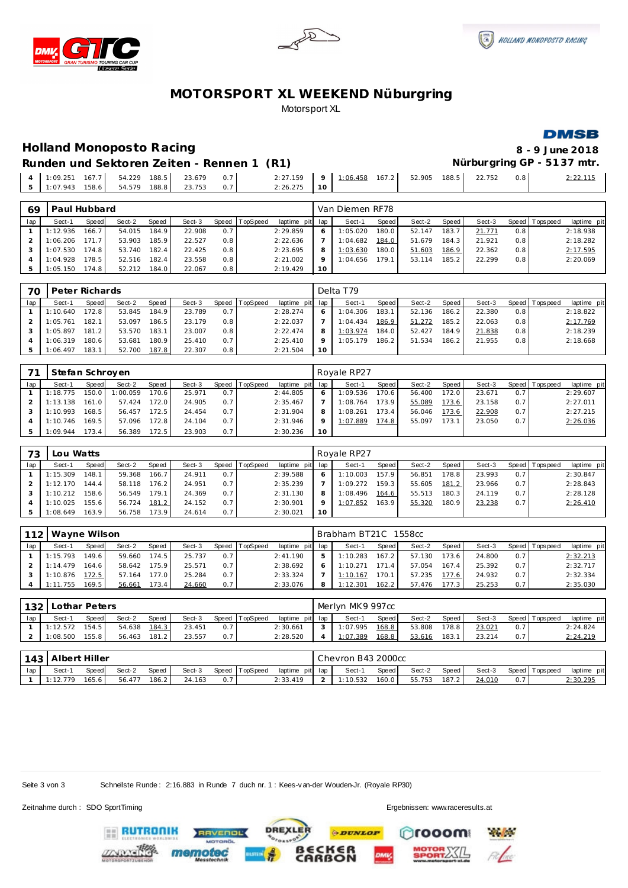# MOTORSPORT XL WEEKEND Nüburgring

Motorsport XL

## Holland Monoposto Racing

**8 - 9 June 2018**

### Runden und Sektoren Zeiten - Rennen 1 (R1)

**Nürburgring GP - 5137 mtr.**

| lap | Sect-1 | Speed | Sect-2 | Speed | Sect-3 | Speed | TopSpeed | laptime pit | lap | Sect-1 | Speed | Sect-2 | Speed | Sect-3 | Speed | Topspeed | laptime pit |
|---|---|---|---|---|---|---|---|---|---|---|---|---|---|---|---|---|---|
| 4 | 1:09.251 | 167.7 | 54.229 | 188.5 | 23.679 | 0.7 | | 2:27.159 | 9 | 1:06.458 | 167.2 | 52.905 | 188.5 | 22.752 | 0.8 | | 2:22.115 |
| 5 | 1:07.943 | 158.6 | 54.579 | 188.8 | 23.753 | 0.7 | | 2:26.275 | 10 | | | | | | | | |

**69 Paul Hubbard** — Van Diemen RF78

| lap | Sect-1 | Speed | Sect-2 | Speed | Sect-3 | Speed | TopSpeed | laptime pit | lap | Sect-1 | Speed | Sect-2 | Speed | Sect-3 | Speed | Topspeed | laptime pit |
|---|---|---|---|---|---|---|---|---|---|---|---|---|---|---|---|---|---|
| 1 | 1:12.936 | 166.7 | 54.015 | 184.9 | 22.908 | 0.7 | | 2:29.859 | 6 | 1:05.020 | 180.0 | 52.147 | 183.7 | 21.771 | 0.8 | | 2:18.938 |
| 2 | 1:06.206 | 171.7 | 53.903 | 185.9 | 22.527 | 0.8 | | 2:22.636 | 7 | 1:04.682 | 184.0 | 51.679 | 184.3 | 21.921 | 0.8 | | 2:18.282 |
| 3 | 1:07.530 | 174.8 | 53.740 | 182.4 | 22.425 | 0.8 | | 2:23.695 | 8 | 1:03.630 | 180.0 | 51.603 | 186.9 | 22.362 | 0.8 | | 2:17.595 |
| 4 | 1:04.928 | 178.5 | 52.516 | 182.4 | 23.558 | 0.8 | | 2:21.002 | 9 | 1:04.656 | 179.1 | 53.114 | 185.2 | 22.299 | 0.8 | | 2:20.069 |
| 5 | 1:05.150 | 174.8 | 52.212 | 184.0 | 22.067 | 0.8 | | 2:19.429 | 10 | | | | | | | | |

**70 Peter Richards** — Delta T79

| lap | Sect-1 | Speed | Sect-2 | Speed | Sect-3 | Speed | TopSpeed | laptime pit | lap | Sect-1 | Speed | Sect-2 | Speed | Sect-3 | Speed | Topspeed | laptime pit |
|---|---|---|---|---|---|---|---|---|---|---|---|---|---|---|---|---|---|
| 1 | 1:10.640 | 172.8 | 53.845 | 184.9 | 23.789 | 0.7 | | 2:28.274 | 6 | 1:04.306 | 183.1 | 52.136 | 186.2 | 22.380 | 0.8 | | 2:18.822 |
| 2 | 1:05.761 | 182.1 | 53.097 | 186.5 | 23.179 | 0.8 | | 2:22.037 | 7 | 1:04.434 | 186.9 | 51.272 | 185.2 | 22.063 | 0.8 | | 2:17.769 |
| 3 | 1:05.897 | 181.2 | 53.570 | 183.1 | 23.007 | 0.8 | | 2:22.474 | 8 | 1:03.974 | 184.0 | 52.427 | 184.9 | 21.838 | 0.8 | | 2:18.239 |
| 4 | 1:06.319 | 180.6 | 53.681 | 180.9 | 25.410 | 0.7 | | 2:25.410 | 9 | 1:05.179 | 186.2 | 51.534 | 186.2 | 21.955 | 0.8 | | 2:18.668 |
| 5 | 1:06.497 | 183.1 | 52.700 | 187.8 | 22.307 | 0.8 | | 2:21.504 | 10 | | | | | | | | |

**71 Stefan Schroyen** — Royale RP27

| lap | Sect-1 | Speed | Sect-2 | Speed | Sect-3 | Speed | TopSpeed | laptime pit | lap | Sect-1 | Speed | Sect-2 | Speed | Sect-3 | Speed | Topspeed | laptime pit |
|---|---|---|---|---|---|---|---|---|---|---|---|---|---|---|---|---|---|
| 1 | 1:18.775 | 150.0 | 1:00.059 | 170.6 | 25.971 | 0.7 | | 2:44.805 | 6 | 1:09.536 | 170.6 | 56.400 | 172.0 | 23.671 | 0.7 | | 2:29.607 |
| 2 | 1:13.138 | 161.0 | 57.424 | 172.0 | 24.905 | 0.7 | | 2:35.467 | 7 | 1:08.764 | 173.9 | 55.089 | 173.6 | 23.158 | 0.7 | | 2:27.011 |
| 3 | 1:10.993 | 168.5 | 56.457 | 172.5 | 24.454 | 0.7 | | 2:31.904 | 8 | 1:08.261 | 173.4 | 56.046 | 173.6 | 22.908 | 0.7 | | 2:27.215 |
| 4 | 1:10.746 | 169.5 | 57.096 | 172.8 | 24.104 | 0.7 | | 2:31.946 | 9 | 1:07.889 | 174.8 | 55.097 | 173.1 | 23.050 | 0.7 | | 2:26.036 |
| 5 | 1:09.944 | 173.4 | 56.389 | 172.5 | 23.903 | 0.7 | | 2:30.236 | 10 | | | | | | | | |

**73 Lou Watts** — Royale RP27

| lap | Sect-1 | Speed | Sect-2 | Speed | Sect-3 | Speed | TopSpeed | laptime pit | lap | Sect-1 | Speed | Sect-2 | Speed | Sect-3 | Speed | Topspeed | laptime pit |
|---|---|---|---|---|---|---|---|---|---|---|---|---|---|---|---|---|---|
| 1 | 1:15.309 | 148.1 | 59.368 | 166.7 | 24.911 | 0.7 | | 2:39.588 | 6 | 1:10.003 | 157.9 | 56.851 | 178.8 | 23.993 | 0.7 | | 2:30.847 |
| 2 | 1:12.170 | 144.4 | 58.118 | 176.2 | 24.951 | 0.7 | | 2:35.239 | 7 | 1:09.272 | 159.3 | 55.605 | 181.2 | 23.966 | 0.7 | | 2:28.843 |
| 3 | 1:10.212 | 158.6 | 56.549 | 179.1 | 24.369 | 0.7 | | 2:31.130 | 8 | 1:08.496 | 164.6 | 55.513 | 180.3 | 24.119 | 0.7 | | 2:28.128 |
| 4 | 1:10.025 | 155.6 | 56.724 | 181.2 | 24.152 | 0.7 | | 2:30.901 | 9 | 1:07.852 | 163.9 | 55.320 | 180.9 | 23.238 | 0.7 | | 2:26.410 |
| 5 | 1:08.649 | 163.9 | 56.758 | 173.9 | 24.614 | 0.7 | | 2:30.021 | 10 | | | | | | | | |

**112 Wayne Wilson** — Brabham BT21C 1558cc

| lap | Sect-1 | Speed | Sect-2 | Speed | Sect-3 | Speed | TopSpeed | laptime pit | lap | Sect-1 | Speed | Sect-2 | Speed | Sect-3 | Speed | Topspeed | laptime pit |
|---|---|---|---|---|---|---|---|---|---|---|---|---|---|---|---|---|---|
| 1 | 1:15.793 | 149.6 | 59.660 | 174.5 | 25.737 | 0.7 | | 2:41.190 | 5 | 1:10.283 | 167.2 | 57.130 | 173.6 | 24.800 | 0.7 | | 2:32.213 |
| 2 | 1:14.479 | 164.6 | 58.642 | 175.9 | 25.571 | 0.7 | | 2:38.692 | 6 | 1:10.271 | 171.4 | 57.054 | 167.4 | 25.392 | 0.7 | | 2:32.717 |
| 3 | 1:10.876 | 172.5 | 57.164 | 177.0 | 25.284 | 0.7 | | 2:33.324 | 7 | 1:10.167 | 170.1 | 57.235 | 177.6 | 24.932 | 0.7 | | 2:32.334 |
| 4 | 1:11.755 | 169.5 | 56.661 | 173.4 | 24.660 | 0.7 | | 2:33.076 | 8 | 1:12.301 | 162.2 | 57.476 | 177.3 | 25.253 | 0.7 | | 2:35.030 |

**132 Lothar Peters** — Merlyn MK9 997cc

| lap | Sect-1 | Speed | Sect-2 | Speed | Sect-3 | Speed | TopSpeed | laptime pit | lap | Sect-1 | Speed | Sect-2 | Speed | Sect-3 | Speed | Topspeed | laptime pit |
|---|---|---|---|---|---|---|---|---|---|---|---|---|---|---|---|---|---|
| 1 | 1:12.572 | 154.5 | 54.638 | 184.3 | 23.451 | 0.7 | | 2:30.661 | 3 | 1:07.995 | 168.8 | 53.808 | 178.8 | 23.021 | 0.7 | | 2:24.824 |
| 2 | 1:08.500 | 155.8 | 56.463 | 181.2 | 23.557 | 0.7 | | 2:28.520 | 4 | 1:07.389 | 168.8 | 53.616 | 183.1 | 23.214 | 0.7 | | 2:24.219 |

**143 Albert Hiller** — Chevron B43 2000cc

| lap | Sect-1 | Speed | Sect-2 | Speed | Sect-3 | Speed | TopSpeed | laptime pit | lap | Sect-1 | Speed | Sect-2 | Speed | Sect-3 | Speed | Topspeed | laptime pit |
|---|---|---|---|---|---|---|---|---|---|---|---|---|---|---|---|---|---|
| 1 | 1:12.779 | 165.6 | 56.477 | 186.2 | 24.163 | 0.7 | | 2:33.419 | 2 | 1:10.532 | 160.0 | 55.753 | 187.2 | 24.010 | 0.7 | | 2:30.295 |

Schnellste Runde : 2:16.883 in Runde 7 duch nr. 1 : Kees-van-der Wouden-Jr. (Royale RP30)

Zeitnahme durch : SDO SportTiming

Ergebnissen: www.raceresults.at